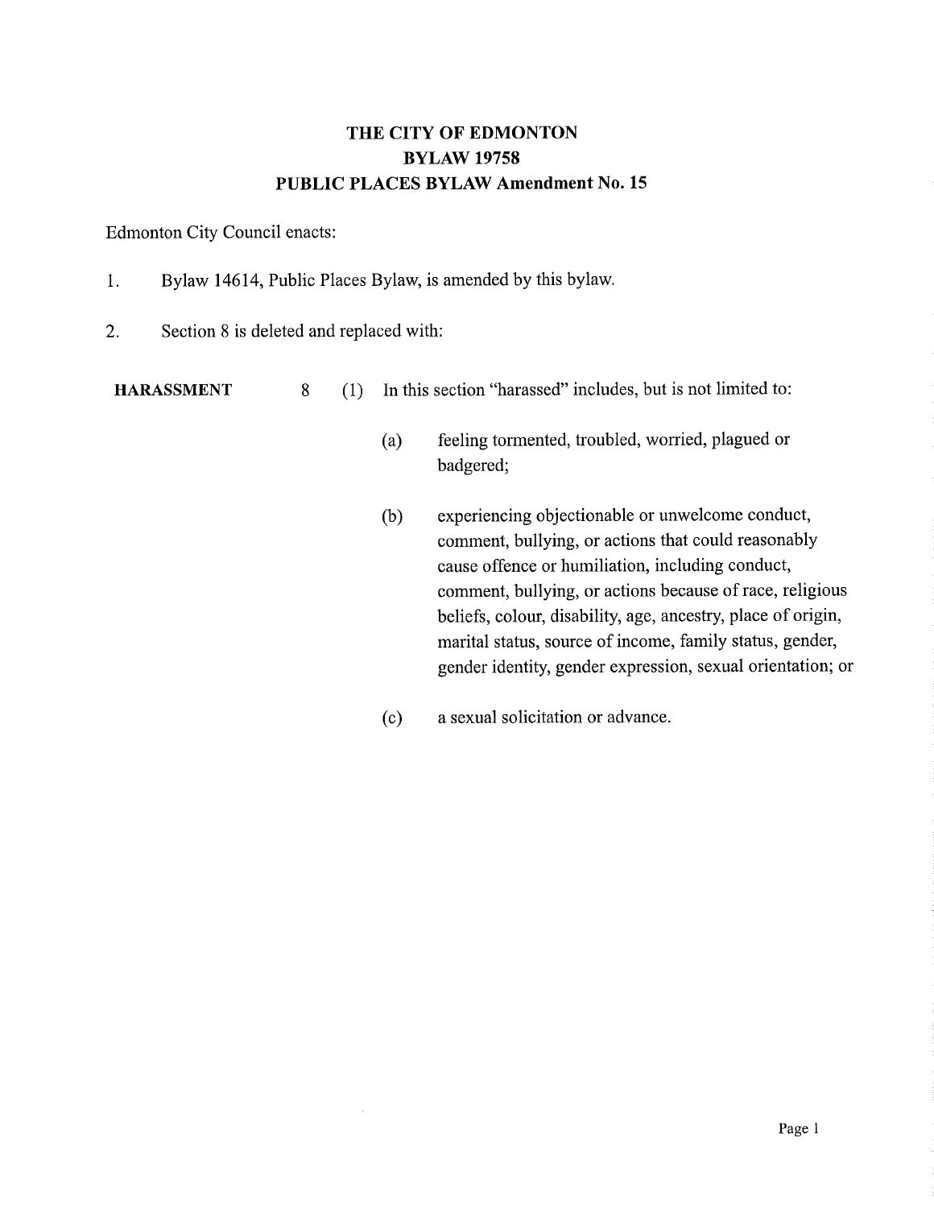# THE CITY OF EDMONTON
# BYLAW 19758
# PUBLIC PLACES BYLAW Amendment No. 15

Edmonton City Council enacts:

1. Bylaw 14614, Public Places Bylaw, is amended by this bylaw.

2. Section 8 is deleted and replaced with:

**HARASSMENT**

8 (1) In this section "harassed" includes, but is not limited to:

(a) feeling tormented, troubled, worried, plagued or badgered;

(b) experiencing objectionable or unwelcome conduct, comment, bullying, or actions that could reasonably cause offence or humiliation, including conduct, comment, bullying, or actions because of race, religious beliefs, colour, disability, age, ancestry, place of origin, marital status, source of income, family status, gender, gender identity, gender expression, sexual orientation; or

(c) a sexual solicitation or advance.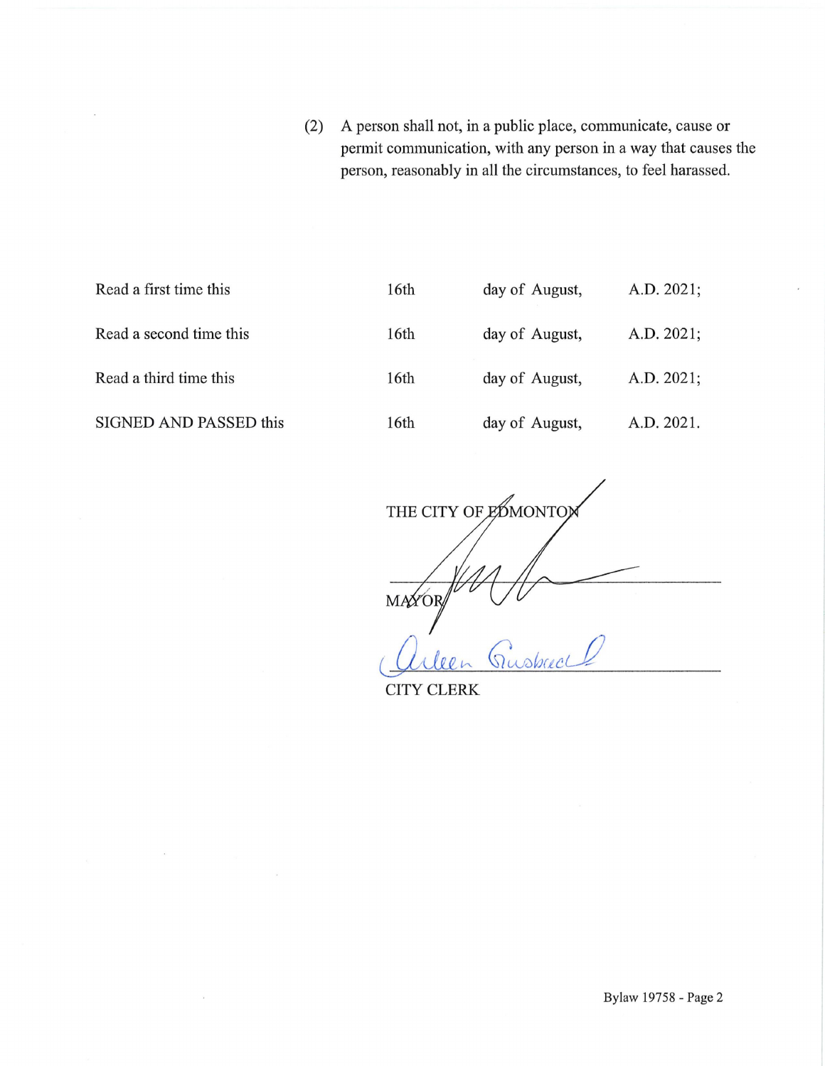(2) A person shall not, in a public place, communicate, cause or permit communication, with any person in a way that causes the person, reasonably in all the circumstances, to feel harassed.

| | | | |
|---|---|---|---|
| Read a first time this | 16th | day of August, | A.D. 2021; |
| Read a second time this | 16th | day of August, | A.D. 2021; |
| Read a third time this | 16th | day of August, | A.D. 2021; |
| SIGNED AND PASSED this | 16th | day of August, | A.D. 2021. |

THE CITY OF EDMONTON

MAYOR

CITY CLERK

Bylaw 19758 - Page 2